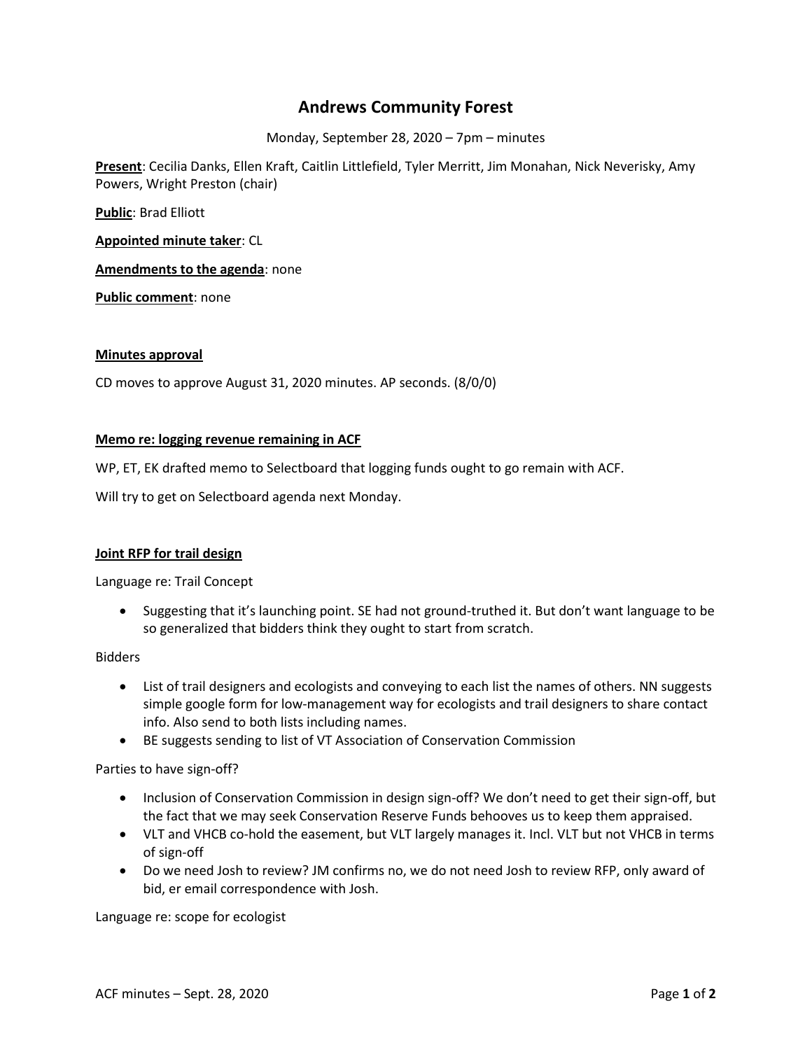# Andrews Community Forest

Monday, September 28, 2020 – 7pm – minutes

**Present**: Cecilia Danks, Ellen Kraft, Caitlin Littlefield, Tyler Merritt, Jim Monahan, Nick Neverisky, Amy Powers, Wright Preston (chair)

**Public**: Brad Elliott

**Appointed minute taker**: CL

**Amendments to the agenda**: none

**Public comment**: none

## Minutes approval

CD moves to approve August 31, 2020 minutes. AP seconds. (8/0/0)

## Memo re: logging revenue remaining in ACF

WP, ET, EK drafted memo to Selectboard that logging funds ought to go remain with ACF.

Will try to get on Selectboard agenda next Monday.

## Joint RFP for trail design

Language re: Trail Concept

- Suggesting that it's launching point. SE had not ground-truthed it. But don't want language to be so generalized that bidders think they ought to start from scratch.

Bidders

- List of trail designers and ecologists and conveying to each list the names of others. NN suggests simple google form for low-management way for ecologists and trail designers to share contact info. Also send to both lists including names.
- BE suggests sending to list of VT Association of Conservation Commission

Parties to have sign-off?

- Inclusion of Conservation Commission in design sign-off? We don't need to get their sign-off, but the fact that we may seek Conservation Reserve Funds behooves us to keep them appraised.
- VLT and VHCB co-hold the easement, but VLT largely manages it. Incl. VLT but not VHCB in terms of sign-off
- Do we need Josh to review? JM confirms no, we do not need Josh to review RFP, only award of bid, er email correspondence with Josh.

Language re: scope for ecologist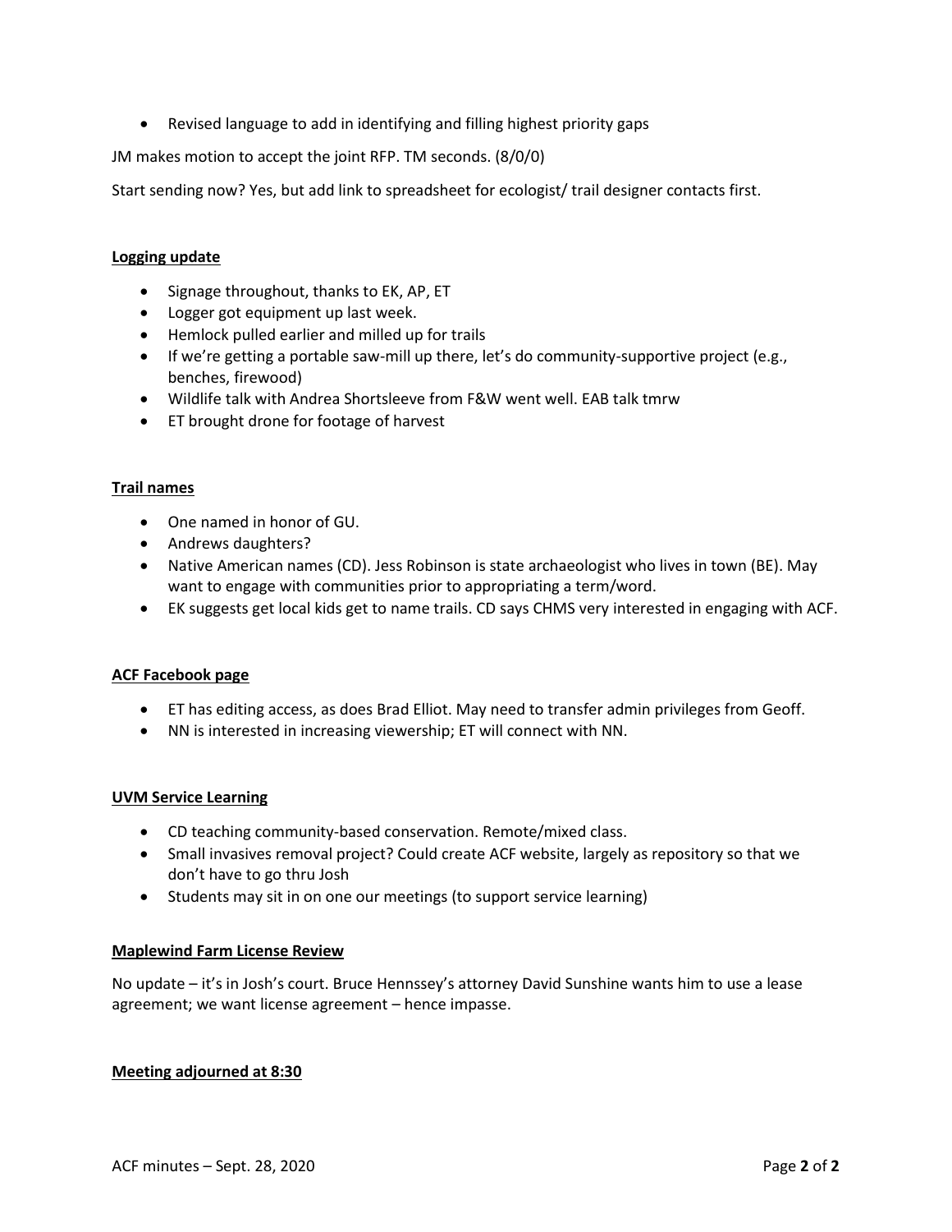- Revised language to add in identifying and filling highest priority gaps

JM makes motion to accept the joint RFP. TM seconds. (8/0/0)

Start sending now? Yes, but add link to spreadsheet for ecologist/ trail designer contacts first.

**Logging update**

- Signage throughout, thanks to EK, AP, ET
- Logger got equipment up last week.
- Hemlock pulled earlier and milled up for trails
- If we're getting a portable saw-mill up there, let's do community-supportive project (e.g., benches, firewood)
- Wildlife talk with Andrea Shortsleeve from F&W went well. EAB talk tmrw
- ET brought drone for footage of harvest

**Trail names**

- One named in honor of GU.
- Andrews daughters?
- Native American names (CD). Jess Robinson is state archaeologist who lives in town (BE). May want to engage with communities prior to appropriating a term/word.
- EK suggests get local kids get to name trails. CD says CHMS very interested in engaging with ACF.

**ACF Facebook page**

- ET has editing access, as does Brad Elliot. May need to transfer admin privileges from Geoff.
- NN is interested in increasing viewership; ET will connect with NN.

**UVM Service Learning**

- CD teaching community-based conservation. Remote/mixed class.
- Small invasives removal project? Could create ACF website, largely as repository so that we don't have to go thru Josh
- Students may sit in on one our meetings (to support service learning)

**Maplewind Farm License Review**

No update – it's in Josh's court. Bruce Hennssey's attorney David Sunshine wants him to use a lease agreement; we want license agreement – hence impasse.

**Meeting adjourned at 8:30**